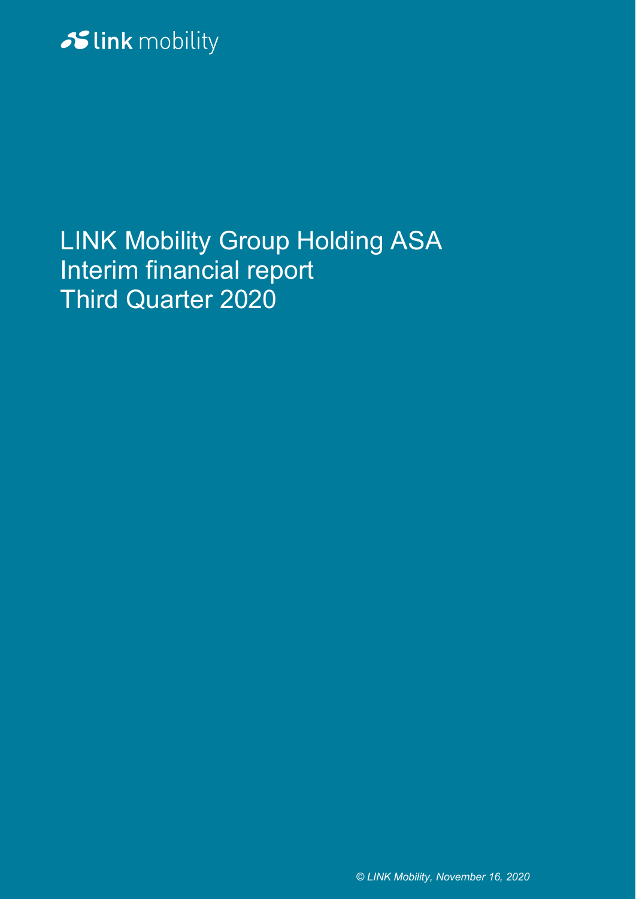link mobility

# LINK Mobility Group Holding ASA
# Interim financial report
# Third Quarter 2020

*© LINK Mobility, November 16, 2020*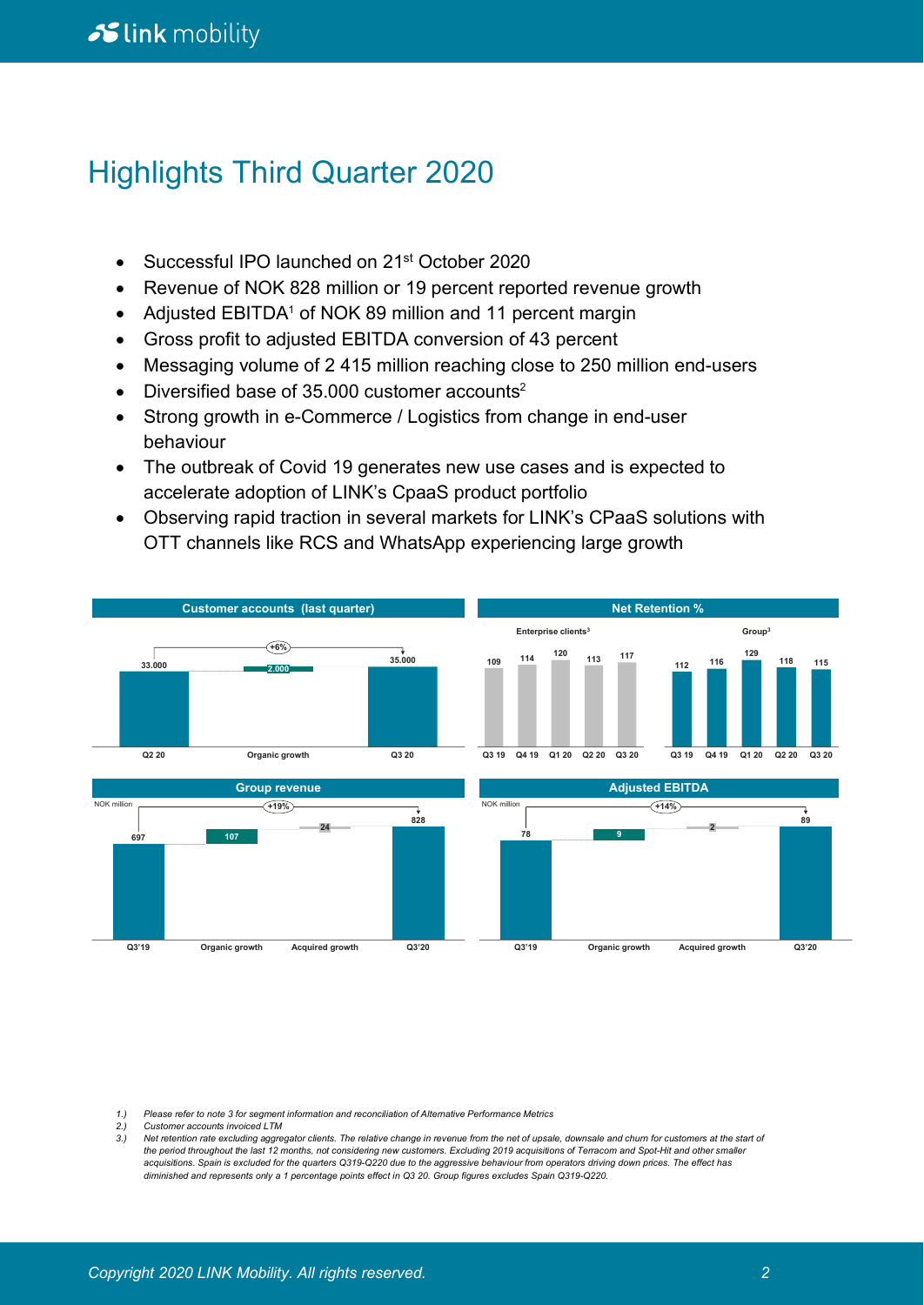# Highlights Third Quarter 2020

- Successful IPO launched on 21st October 2020
- Revenue of NOK 828 million or 19 percent reported revenue growth
- Adjusted EBITDA[1] of NOK 89 million and 11 percent margin
- Gross profit to adjusted EBITDA conversion of 43 percent
- Messaging volume of 2 415 million reaching close to 250 million end-users
- Diversified base of 35.000 customer accounts[2]
- Strong growth in e-Commerce / Logistics from change in end-user behaviour
- The outbreak of Covid 19 generates new use cases and is expected to accelerate adoption of LINK's CpaaS product portfolio
- Observing rapid traction in several markets for LINK's CPaaS solutions with OTT channels like RCS and WhatsApp experiencing large growth

**Customer accounts (last quarter)**

| Q2 20 | Organic growth | Q3 20 |
|---|---|---|
| 33.000 | 2.000 | 35.000 |

+6%

**Net Retention %**

| | Q3 19 | Q4 19 | Q1 20 | Q2 20 | Q3 20 |
|---|---|---|---|---|---|
| Enterprise clients[3] | 109 | 114 | 120 | 113 | 117 |
| Group[3] | 112 | 116 | 129 | 118 | 115 |

**Group revenue**

NOK million

| Q3'19 | Organic growth | Acquired growth | Q3'20 |
|---|---|---|---|
| 697 | 107 | 24 | 828 |

+19%

**Adjusted EBITDA**

NOK million

| Q3'19 | Organic growth | Acquired growth | Q3'20 |
|---|---|---|---|
| 78 | 9 | 2 | 89 |

+14%

*1.) Please refer to note 3 for segment information and reconciliation of Alternative Performance Metrics*

*2.) Customer accounts invoiced LTM*

*3.) Net retention rate excluding aggregator clients. The relative change in revenue from the net of upsale, downsale and churn for customers at the start of the period throughout the last 12 months, not considering new customers. Excluding 2019 acquisitions of Terracom and Spot-Hit and other smaller acquisitions. Spain is excluded for the quarters Q319-Q220 due to the aggressive behaviour from operators driving down prices. The effect has diminished and represents only a 1 percentage points effect in Q3 20. Group figures excludes Spain Q319-Q220.*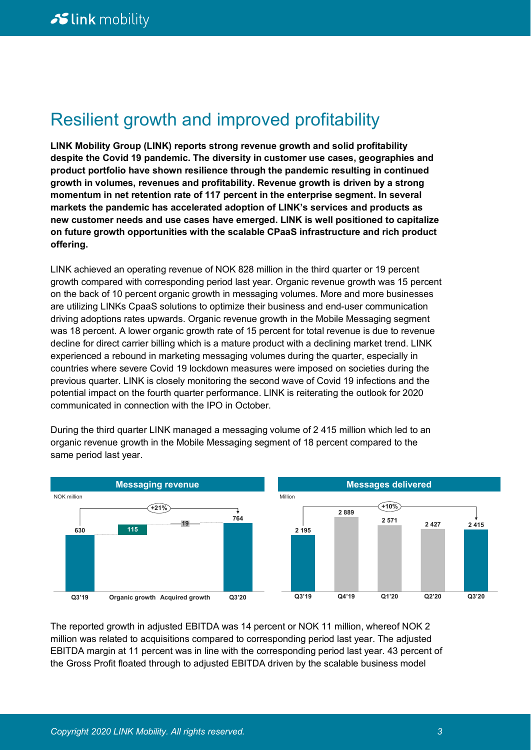# Resilient growth and improved profitability

**LINK Mobility Group (LINK) reports strong revenue growth and solid profitability despite the Covid 19 pandemic. The diversity in customer use cases, geographies and product portfolio have shown resilience through the pandemic resulting in continued growth in volumes, revenues and profitability. Revenue growth is driven by a strong momentum in net retention rate of 117 percent in the enterprise segment. In several markets the pandemic has accelerated adoption of LINK's services and products as new customer needs and use cases have emerged. LINK is well positioned to capitalize on future growth opportunities with the scalable CPaaS infrastructure and rich product offering.**

LINK achieved an operating revenue of NOK 828 million in the third quarter or 19 percent growth compared with corresponding period last year. Organic revenue growth was 15 percent on the back of 10 percent organic growth in messaging volumes. More and more businesses are utilizing LINKs CpaaS solutions to optimize their business and end-user communication driving adoptions rates upwards. Organic revenue growth in the Mobile Messaging segment was 18 percent. A lower organic growth rate of 15 percent for total revenue is due to revenue decline for direct carrier billing which is a mature product with a declining market trend. LINK experienced a rebound in marketing messaging volumes during the quarter, especially in countries where severe Covid 19 lockdown measures were imposed on societies during the previous quarter. LINK is closely monitoring the second wave of Covid 19 infections and the potential impact on the fourth quarter performance. LINK is reiterating the outlook for 2020 communicated in connection with the IPO in October.

During the third quarter LINK managed a messaging volume of 2 415 million which led to an organic revenue growth in the Mobile Messaging segment of 18 percent compared to the same period last year.

**Messaging revenue**

NOK million

| Q3'19 | Organic growth | Acquired growth | Q3'20 |
|---|---|---|---|
| 630 | 115 | 19 | 764 |

+21%

**Messages delivered**

Million

| Q3'19 | Q4'19 | Q1'20 | Q2'20 | Q3'20 |
|---|---|---|---|---|
| 2 195 | 2 889 | 2 571 | 2 427 | 2 415 |

+10%

The reported growth in adjusted EBITDA was 14 percent or NOK 11 million, whereof NOK 2 million was related to acquisitions compared to corresponding period last year. The adjusted EBITDA margin at 11 percent was in line with the corresponding period last year. 43 percent of the Gross Profit floated through to adjusted EBITDA driven by the scalable business model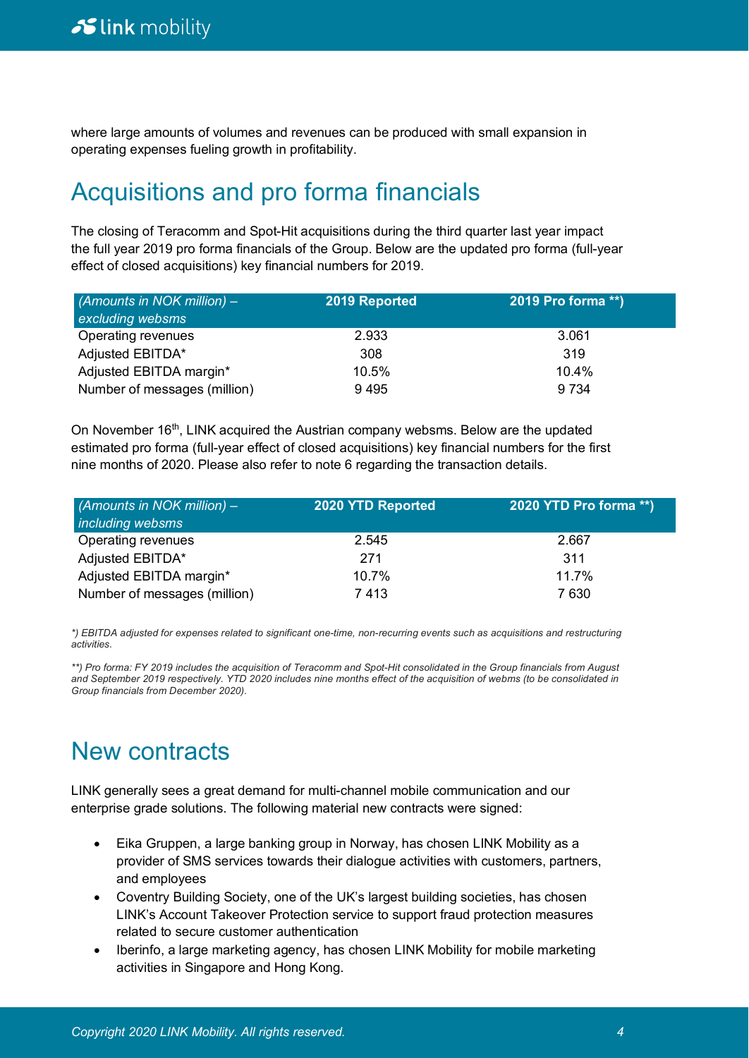where large amounts of volumes and revenues can be produced with small expansion in operating expenses fueling growth in profitability.

# Acquisitions and pro forma financials

The closing of Teracomm and Spot-Hit acquisitions during the third quarter last year impact the full year 2019 pro forma financials of the Group. Below are the updated pro forma (full-year effect of closed acquisitions) key financial numbers for 2019.

| *(Amounts in NOK million) – excluding websms* | 2019 Reported | 2019 Pro forma **) |
|---|---|---|
| Operating revenues | 2.933 | 3.061 |
| Adjusted EBITDA* | 308 | 319 |
| Adjusted EBITDA margin* | 10.5% | 10.4% |
| Number of messages (million) | 9 495 | 9 734 |

On November 16th, LINK acquired the Austrian company websms. Below are the updated estimated pro forma (full-year effect of closed acquisitions) key financial numbers for the first nine months of 2020. Please also refer to note 6 regarding the transaction details.

| *(Amounts in NOK million) – including websms* | 2020 YTD Reported | 2020 YTD Pro forma **) |
|---|---|---|
| Operating revenues | 2.545 | 2.667 |
| Adjusted EBITDA* | 271 | 311 |
| Adjusted EBITDA margin* | 10.7% | 11.7% |
| Number of messages (million) | 7 413 | 7 630 |

*\*) EBITDA adjusted for expenses related to significant one-time, non-recurring events such as acquisitions and restructuring activities.*

*\*\*) Pro forma: FY 2019 includes the acquisition of Teracomm and Spot-Hit consolidated in the Group financials from August and September 2019 respectively. YTD 2020 includes nine months effect of the acquisition of websms (to be consolidated in Group financials from December 2020).*

# New contracts

LINK generally sees a great demand for multi-channel mobile communication and our enterprise grade solutions. The following material new contracts were signed:

- Eika Gruppen, a large banking group in Norway, has chosen LINK Mobility as a provider of SMS services towards their dialogue activities with customers, partners, and employees
- Coventry Building Society, one of the UK's largest building societies, has chosen LINK's Account Takeover Protection service to support fraud protection measures related to secure customer authentication
- Iberinfo, a large marketing agency, has chosen LINK Mobility for mobile marketing activities in Singapore and Hong Kong.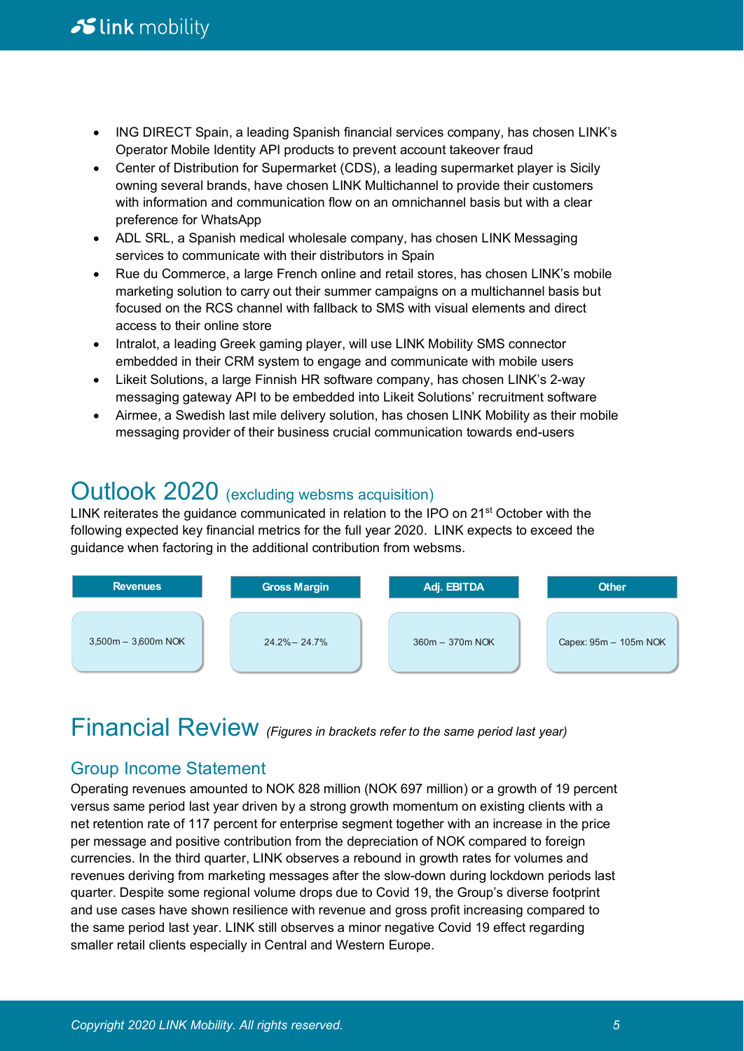- ING DIRECT Spain, a leading Spanish financial services company, has chosen LINK's Operator Mobile Identity API products to prevent account takeover fraud
- Center of Distribution for Supermarket (CDS), a leading supermarket player is Sicily owning several brands, have chosen LINK Multichannel to provide their customers with information and communication flow on an omnichannel basis but with a clear preference for WhatsApp
- ADL SRL, a Spanish medical wholesale company, has chosen LINK Messaging services to communicate with their distributors in Spain
- Rue du Commerce, a large French online and retail stores, has chosen LINK's mobile marketing solution to carry out their summer campaigns on a multichannel basis but focused on the RCS channel with fallback to SMS with visual elements and direct access to their online store
- Intralot, a leading Greek gaming player, will use LINK Mobility SMS connector embedded in their CRM system to engage and communicate with mobile users
- Likeit Solutions, a large Finnish HR software company, has chosen LINK's 2-way messaging gateway API to be embedded into Likeit Solutions' recruitment software
- Airmee, a Swedish last mile delivery solution, has chosen LINK Mobility as their mobile messaging provider of their business crucial communication towards end-users

# Outlook 2020 (excluding websms acquisition)

LINK reiterates the guidance communicated in relation to the IPO on 21st October with the following expected key financial metrics for the full year 2020. LINK expects to exceed the guidance when factoring in the additional contribution from websms.

| Revenues | Gross Margin | Adj. EBITDA | Other |
|---|---|---|---|
| 3,500m – 3,600m NOK | 24.2% – 24.7% | 360m – 370m NOK | Capex: 95m – 105m NOK |

# Financial Review *(Figures in brackets refer to the same period last year)*

## Group Income Statement

Operating revenues amounted to NOK 828 million (NOK 697 million) or a growth of 19 percent versus same period last year driven by a strong growth momentum on existing clients with a net retention rate of 117 percent for enterprise segment together with an increase in the price per message and positive contribution from the depreciation of NOK compared to foreign currencies. In the third quarter, LINK observes a rebound in growth rates for volumes and revenues deriving from marketing messages after the slow-down during lockdown periods last quarter. Despite some regional volume drops due to Covid 19, the Group's diverse footprint and use cases have shown resilience with revenue and gross profit increasing compared to the same period last year. LINK still observes a minor negative Covid 19 effect regarding smaller retail clients especially in Central and Western Europe.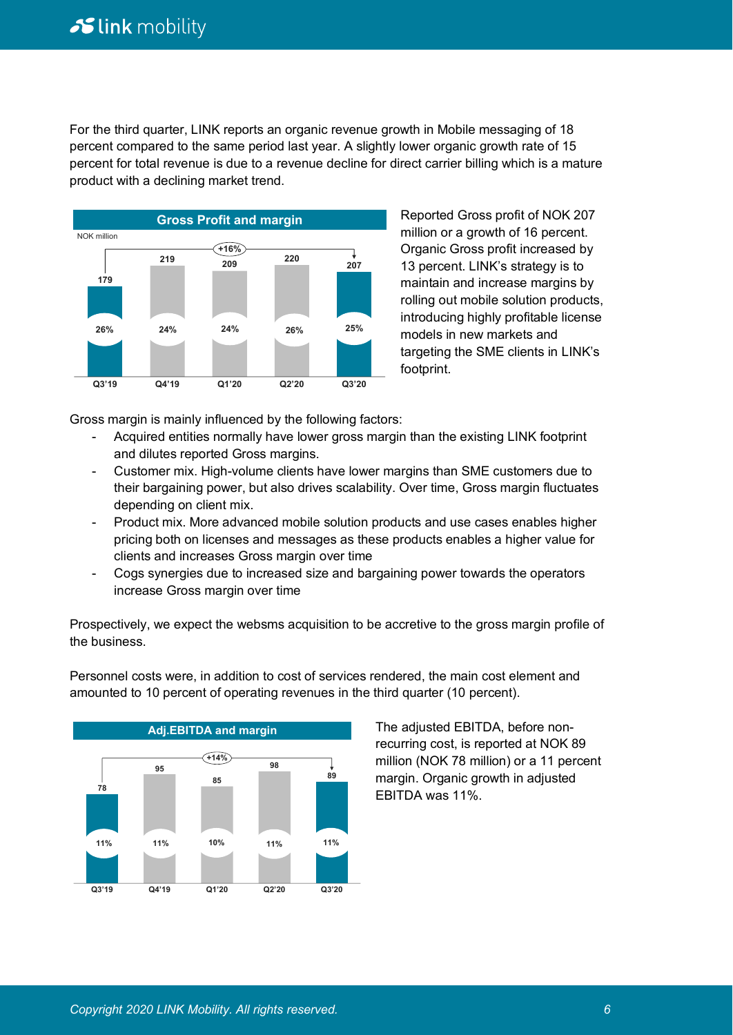For the third quarter, LINK reports an organic revenue growth in Mobile messaging of 18 percent compared to the same period last year. A slightly lower organic growth rate of 15 percent for total revenue is due to a revenue decline for direct carrier billing which is a mature product with a declining market trend.

**Gross Profit and margin**

NOK million

| | Q3'19 | Q4'19 | Q1'20 | Q2'20 | Q3'20 |
|---|---|---|---|---|---|
| Gross Profit | 179 | 219 | 209 | 220 | 207 |
| Margin | 26% | 24% | 24% | 26% | 25% |

Growth Q3'19 to Q3'20: +16%

Reported Gross profit of NOK 207 million or a growth of 16 percent. Organic Gross profit increased by 13 percent. LINK's strategy is to maintain and increase margins by rolling out mobile solution products, introducing highly profitable license models in new markets and targeting the SME clients in LINK's footprint.

Gross margin is mainly influenced by the following factors:

- Acquired entities normally have lower gross margin than the existing LINK footprint and dilutes reported Gross margins.
- Customer mix. High-volume clients have lower margins than SME customers due to their bargaining power, but also drives scalability. Over time, Gross margin fluctuates depending on client mix.
- Product mix. More advanced mobile solution products and use cases enables higher pricing both on licenses and messages as these products enables a higher value for clients and increases Gross margin over time
- Cogs synergies due to increased size and bargaining power towards the operators increase Gross margin over time

Prospectively, we expect the websms acquisition to be accretive to the gross margin profile of the business.

Personnel costs were, in addition to cost of services rendered, the main cost element and amounted to 10 percent of operating revenues in the third quarter (10 percent).

**Adj.EBITDA and margin**

| | Q3'19 | Q4'19 | Q1'20 | Q2'20 | Q3'20 |
|---|---|---|---|---|---|
| Adj.EBITDA | 78 | 95 | 85 | 98 | 89 |
| Margin | 11% | 11% | 10% | 11% | 11% |

Growth Q3'19 to Q3'20: +14%

The adjusted EBITDA, before non-recurring cost, is reported at NOK 89 million (NOK 78 million) or a 11 percent margin. Organic growth in adjusted EBITDA was 11%.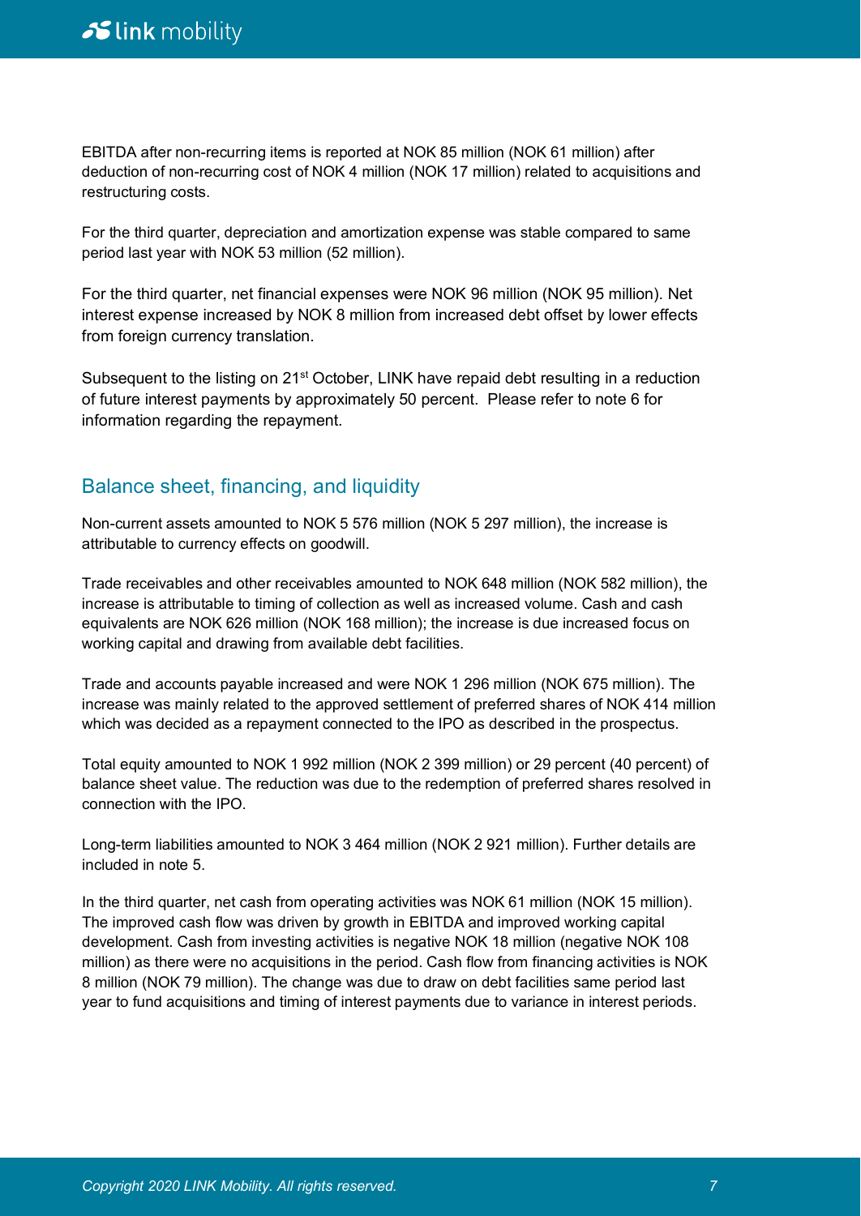EBITDA after non-recurring items is reported at NOK 85 million (NOK 61 million) after deduction of non-recurring cost of NOK 4 million (NOK 17 million) related to acquisitions and restructuring costs.

For the third quarter, depreciation and amortization expense was stable compared to same period last year with NOK 53 million (52 million).

For the third quarter, net financial expenses were NOK 96 million (NOK 95 million). Net interest expense increased by NOK 8 million from increased debt offset by lower effects from foreign currency translation.

Subsequent to the listing on 21st October, LINK have repaid debt resulting in a reduction of future interest payments by approximately 50 percent. Please refer to note 6 for information regarding the repayment.

## Balance sheet, financing, and liquidity

Non-current assets amounted to NOK 5 576 million (NOK 5 297 million), the increase is attributable to currency effects on goodwill.

Trade receivables and other receivables amounted to NOK 648 million (NOK 582 million), the increase is attributable to timing of collection as well as increased volume. Cash and cash equivalents are NOK 626 million (NOK 168 million); the increase is due increased focus on working capital and drawing from available debt facilities.

Trade and accounts payable increased and were NOK 1 296 million (NOK 675 million). The increase was mainly related to the approved settlement of preferred shares of NOK 414 million which was decided as a repayment connected to the IPO as described in the prospectus.

Total equity amounted to NOK 1 992 million (NOK 2 399 million) or 29 percent (40 percent) of balance sheet value. The reduction was due to the redemption of preferred shares resolved in connection with the IPO.

Long-term liabilities amounted to NOK 3 464 million (NOK 2 921 million). Further details are included in note 5.

In the third quarter, net cash from operating activities was NOK 61 million (NOK 15 million). The improved cash flow was driven by growth in EBITDA and improved working capital development. Cash from investing activities is negative NOK 18 million (negative NOK 108 million) as there were no acquisitions in the period. Cash flow from financing activities is NOK 8 million (NOK 79 million). The change was due to draw on debt facilities same period last year to fund acquisitions and timing of interest payments due to variance in interest periods.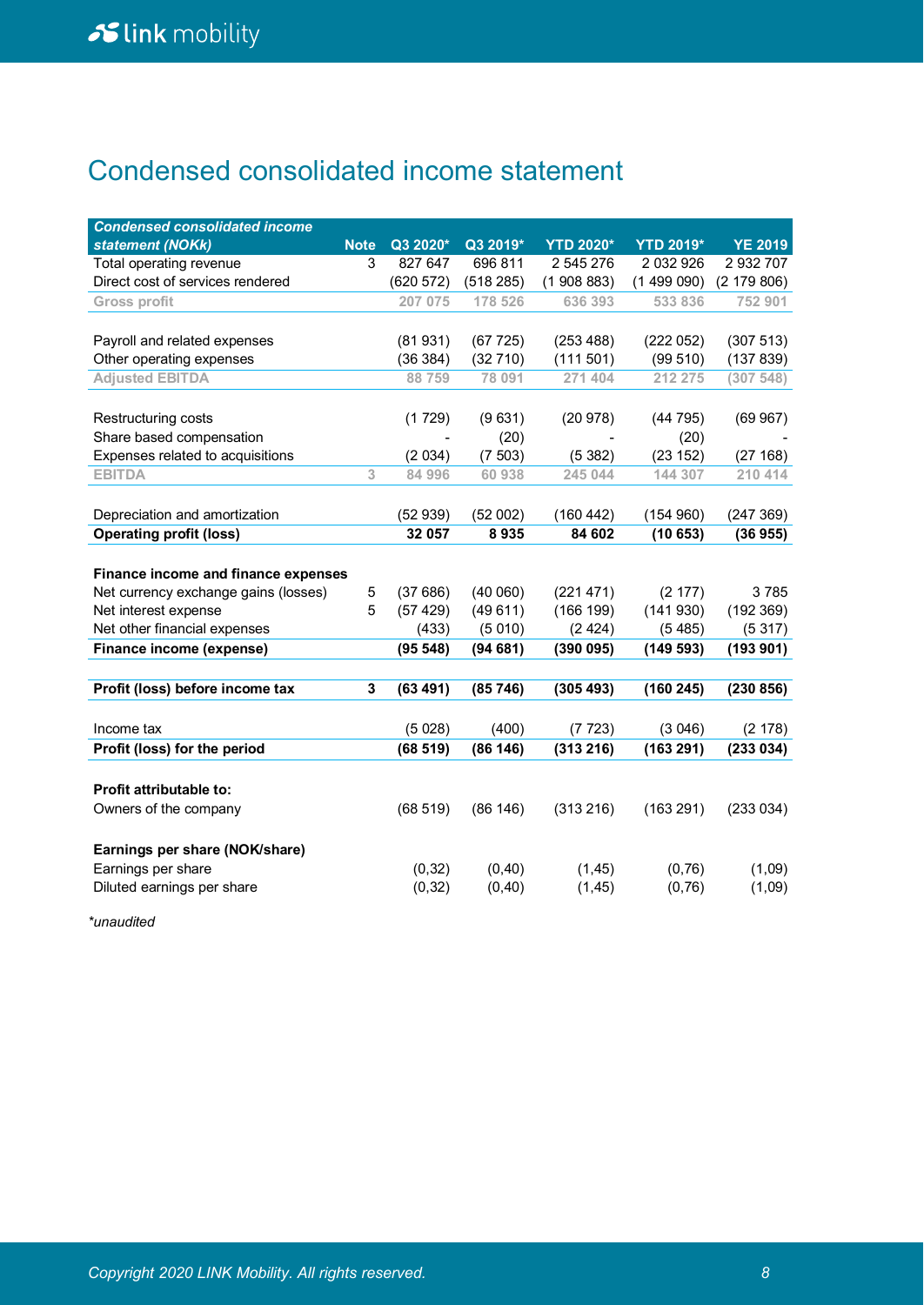# Condensed consolidated income statement

| *Condensed consolidated income statement (NOKk)* | Note | Q3 2020* | Q3 2019* | YTD 2020* | YTD 2019* | YE 2019 |
|---|---|---|---|---|---|---|
| Total operating revenue | 3 | 827 647 | 696 811 | 2 545 276 | 2 032 926 | 2 932 707 |
| Direct cost of services rendered | | (620 572) | (518 285) | (1 908 883) | (1 499 090) | (2 179 806) |
| Gross profit | | 207 075 | 178 526 | 636 393 | 533 836 | 752 901 |
| | | | | | | |
| Payroll and related expenses | | (81 931) | (67 725) | (253 488) | (222 052) | (307 513) |
| Other operating expenses | | (36 384) | (32 710) | (111 501) | (99 510) | (137 839) |
| Adjusted EBITDA | | 88 759 | 78 091 | 271 404 | 212 275 | (307 548) |
| | | | | | | |
| Restructuring costs | | (1 729) | (9 631) | (20 978) | (44 795) | (69 967) |
| Share based compensation | | - | (20) | - | (20) | - |
| Expenses related to acquisitions | | (2 034) | (7 503) | (5 382) | (23 152) | (27 168) |
| EBITDA | 3 | 84 996 | 60 938 | 245 044 | 144 307 | 210 414 |
| | | | | | | |
| Depreciation and amortization | | (52 939) | (52 002) | (160 442) | (154 960) | (247 369) |
| **Operating profit (loss)** | | **32 057** | **8 935** | **84 602** | **(10 653)** | **(36 955)** |
| | | | | | | |
| **Finance income and finance expenses** | | | | | | |
| Net currency exchange gains (losses) | 5 | (37 686) | (40 060) | (221 471) | (2 177) | 3 785 |
| Net interest expense | 5 | (57 429) | (49 611) | (166 199) | (141 930) | (192 369) |
| Net other financial expenses | | (433) | (5 010) | (2 424) | (5 485) | (5 317) |
| **Finance income (expense)** | | **(95 548)** | **(94 681)** | **(390 095)** | **(149 593)** | **(193 901)** |
| | | | | | | |
| **Profit (loss) before income tax** | **3** | **(63 491)** | **(85 746)** | **(305 493)** | **(160 245)** | **(230 856)** |
| | | | | | | |
| Income tax | | (5 028) | (400) | (7 723) | (3 046) | (2 178) |
| **Profit (loss) for the period** | | **(68 519)** | **(86 146)** | **(313 216)** | **(163 291)** | **(233 034)** |
| | | | | | | |
| **Profit attributable to:** | | | | | | |
| Owners of the company | | (68 519) | (86 146) | (313 216) | (163 291) | (233 034) |
| | | | | | | |
| **Earnings per share (NOK/share)** | | | | | | |
| Earnings per share | | (0,32) | (0,40) | (1,45) | (0,76) | (1,09) |
| Diluted earnings per share | | (0,32) | (0,40) | (1,45) | (0,76) | (1,09) |

*unaudited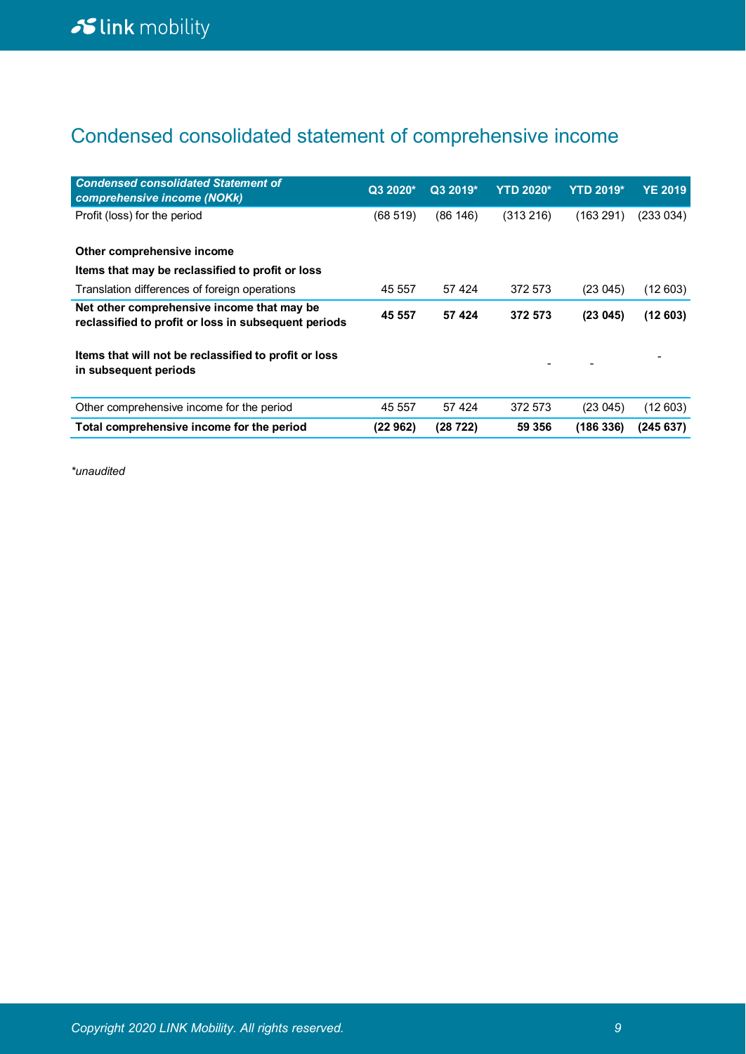# Condensed consolidated statement of comprehensive income

| *Condensed consolidated Statement of comprehensive income (NOKk)* | Q3 2020* | Q3 2019* | YTD 2020* | YTD 2019* | YE 2019 |
|---|---|---|---|---|---|
| Profit (loss) for the period | (68 519) | (86 146) | (313 216) | (163 291) | (233 034) |
| | | | | | |
| **Other comprehensive income** | | | | | |
| **Items that may be reclassified to profit or loss** | | | | | |
| Translation differences of foreign operations | 45 557 | 57 424 | 372 573 | (23 045) | (12 603) |
| **Net other comprehensive income that may be reclassified to profit or loss in subsequent periods** | **45 557** | **57 424** | **372 573** | **(23 045)** | **(12 603)** |
| | | | | | |
| **Items that will not be reclassified to profit or loss in subsequent periods** | | | - | - | - |
| | | | | | |
| Other comprehensive income for the period | 45 557 | 57 424 | 372 573 | (23 045) | (12 603) |
| **Total comprehensive income for the period** | **(22 962)** | **(28 722)** | **59 356** | **(186 336)** | **(245 637)** |

*\*unaudited*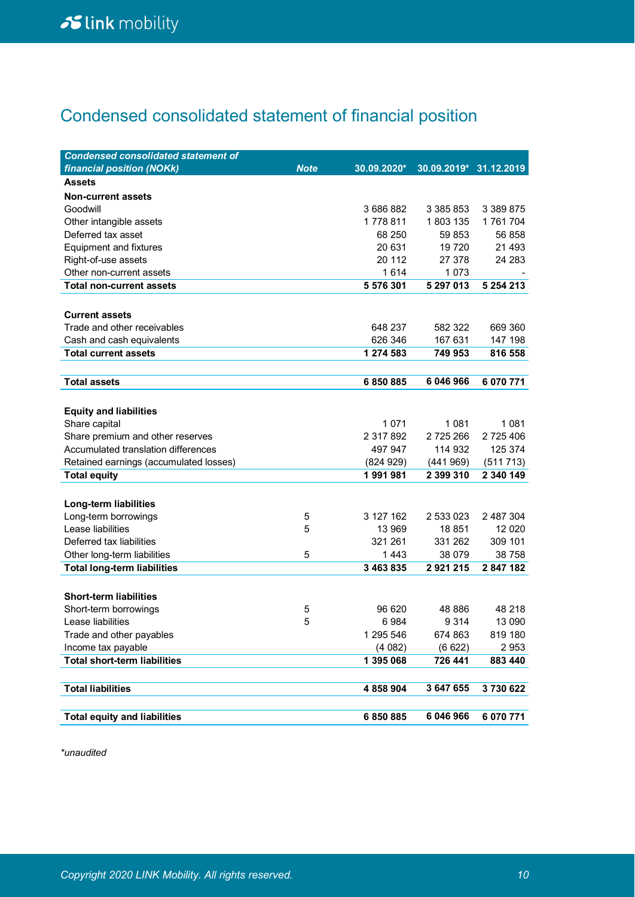# Condensed consolidated statement of financial position

| Condensed consolidated statement of financial position (NOKk) | Note | 30.09.2020* | 30.09.2019* | 31.12.2019 |
|---|---|---|---|---|
| **Assets** | | | | |
| **Non-current assets** | | | | |
| Goodwill | | 3 686 882 | 3 385 853 | 3 389 875 |
| Other intangible assets | | 1 778 811 | 1 803 135 | 1 761 704 |
| Deferred tax asset | | 68 250 | 59 853 | 56 858 |
| Equipment and fixtures | | 20 631 | 19 720 | 21 493 |
| Right-of-use assets | | 20 112 | 27 378 | 24 283 |
| Other non-current assets | | 1 614 | 1 073 | - |
| **Total non-current assets** | | **5 576 301** | **5 297 013** | **5 254 213** |
| | | | | |
| **Current assets** | | | | |
| Trade and other receivables | | 648 237 | 582 322 | 669 360 |
| Cash and cash equivalents | | 626 346 | 167 631 | 147 198 |
| **Total current assets** | | **1 274 583** | **749 953** | **816 558** |
| | | | | |
| **Total assets** | | **6 850 885** | **6 046 966** | **6 070 771** |
| | | | | |
| **Equity and liabilities** | | | | |
| Share capital | | 1 071 | 1 081 | 1 081 |
| Share premium and other reserves | | 2 317 892 | 2 725 266 | 2 725 406 |
| Accumulated translation differences | | 497 947 | 114 932 | 125 374 |
| Retained earnings (accumulated losses) | | (824 929) | (441 969) | (511 713) |
| **Total equity** | | **1 991 981** | **2 399 310** | **2 340 149** |
| | | | | |
| **Long-term liabilities** | | | | |
| Long-term borrowings | 5 | 3 127 162 | 2 533 023 | 2 487 304 |
| Lease liabilities | 5 | 13 969 | 18 851 | 12 020 |
| Deferred tax liabilities | | 321 261 | 331 262 | 309 101 |
| Other long-term liabilities | 5 | 1 443 | 38 079 | 38 758 |
| **Total long-term liabilities** | | **3 463 835** | **2 921 215** | **2 847 182** |
| | | | | |
| **Short-term liabilities** | | | | |
| Short-term borrowings | 5 | 96 620 | 48 886 | 48 218 |
| Lease liabilities | 5 | 6 984 | 9 314 | 13 090 |
| Trade and other payables | | 1 295 546 | 674 863 | 819 180 |
| Income tax payable | | (4 082) | (6 622) | 2 953 |
| **Total short-term liabilities** | | **1 395 068** | **726 441** | **883 440** |
| | | | | |
| **Total liabilities** | | **4 858 904** | **3 647 655** | **3 730 622** |
| | | | | |
| **Total equity and liabilities** | | **6 850 885** | **6 046 966** | **6 070 771** |

*\*unaudited*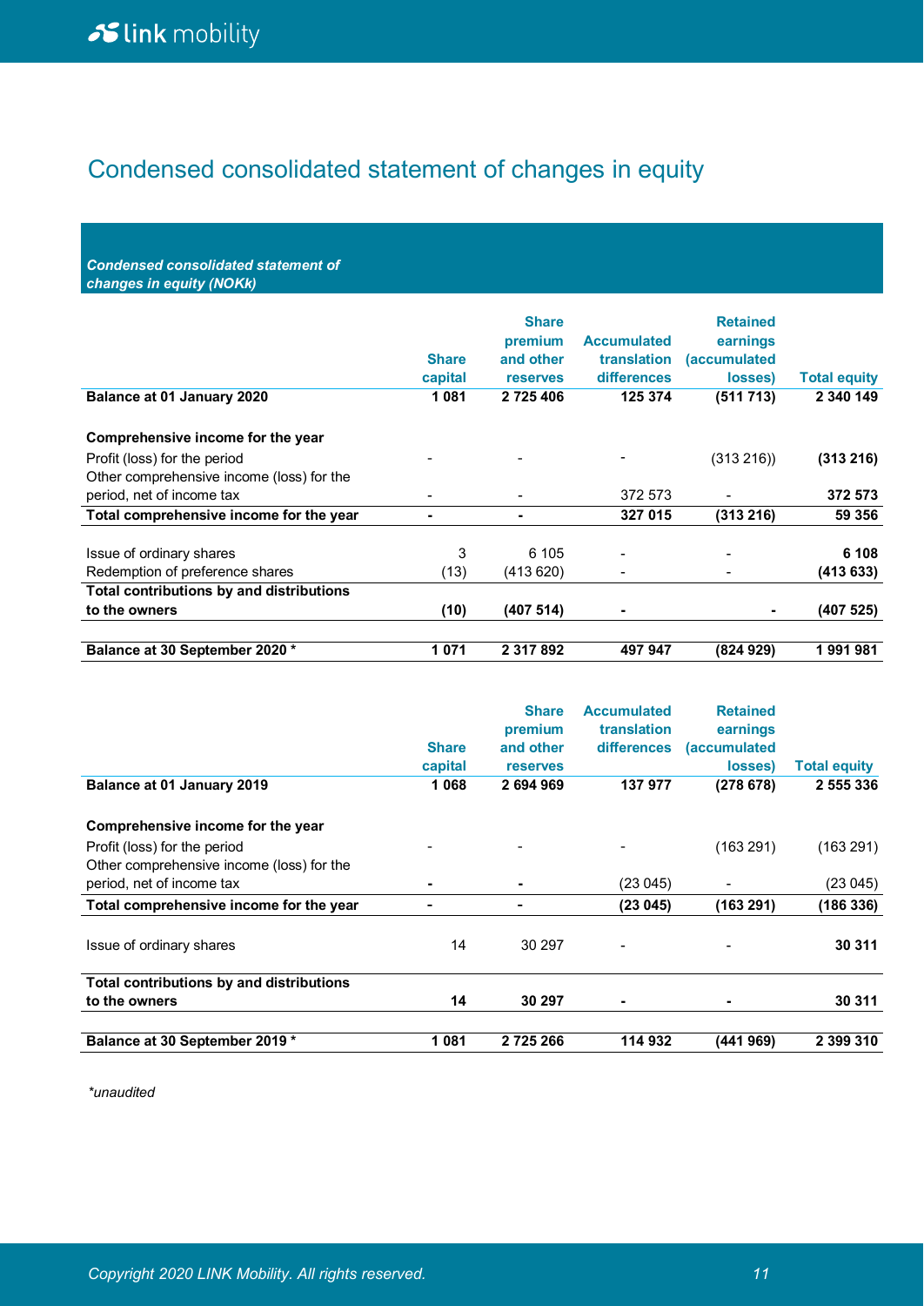# Condensed consolidated statement of changes in equity

| *Condensed consolidated statement of changes in equity (NOKk)* | Share capital | Share premium and other reserves | Accumulated translation differences | Retained earnings (accumulated losses) | Total equity |
|---|---|---|---|---|---|
| **Balance at 01 January 2020** | **1 081** | **2 725 406** | **125 374** | **(511 713)** | **2 340 149** |
| **Comprehensive income for the year** | | | | | |
| Profit (loss) for the period | - | - | - | (313 216)) | **(313 216)** |
| Other comprehensive income (loss) for the period, net of income tax | - | - | 372 573 | - | **372 573** |
| **Total comprehensive income for the year** | **-** | **-** | **327 015** | **(313 216)** | **59 356** |
| Issue of ordinary shares | 3 | 6 105 | - | - | **6 108** |
| Redemption of preference shares | (13) | (413 620) | - | - | **(413 633)** |
| **Total contributions by and distributions to the owners** | **(10)** | **(407 514)** | **-** | **-** | **(407 525)** |
| **Balance at 30 September 2020 \*** | **1 071** | **2 317 892** | **497 947** | **(824 929)** | **1 991 981** |

| | Share capital | Share premium and other reserves | Accumulated translation differences | Retained earnings (accumulated losses) | Total equity |
|---|---|---|---|---|---|
| **Balance at 01 January 2019** | **1 068** | **2 694 969** | **137 977** | **(278 678)** | **2 555 336** |
| **Comprehensive income for the year** | | | | | |
| Profit (loss) for the period | - | - | - | (163 291) | (163 291) |
| Other comprehensive income (loss) for the period, net of income tax | **-** | **-** | (23 045) | - | (23 045) |
| **Total comprehensive income for the year** | **-** | **-** | **(23 045)** | **(163 291)** | **(186 336)** |
| Issue of ordinary shares | 14 | 30 297 | - | - | **30 311** |
| **Total contributions by and distributions to the owners** | **14** | **30 297** | **-** | **-** | **30 311** |
| **Balance at 30 September 2019 \*** | **1 081** | **2 725 266** | **114 932** | **(441 969)** | **2 399 310** |

*\*unaudited*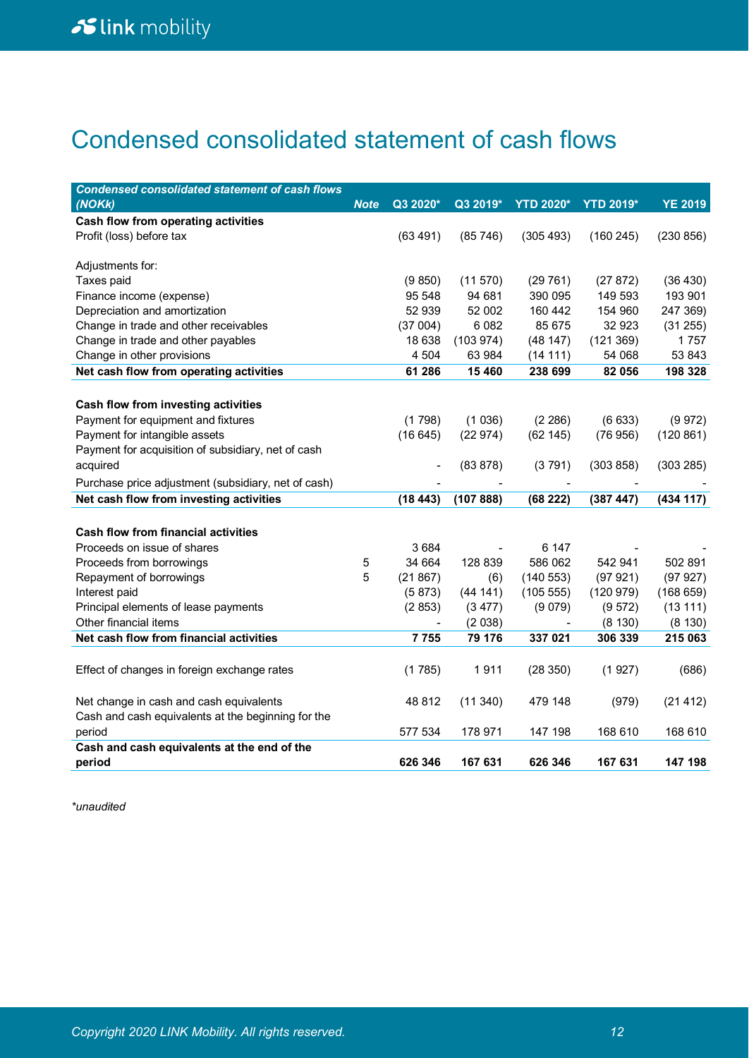# Condensed consolidated statement of cash flows

| *Condensed consolidated statement of cash flows (NOKk)* | *Note* | Q3 2020* | Q3 2019* | YTD 2020* | YTD 2019* | YE 2019 |
|---|---|---|---|---|---|---|
| **Cash flow from operating activities** | | | | | | |
| Profit (loss) before tax | | (63 491) | (85 746) | (305 493) | (160 245) | (230 856) |
| | | | | | | |
| Adjustments for: | | | | | | |
| Taxes paid | | (9 850) | (11 570) | (29 761) | (27 872) | (36 430) |
| Finance income (expense) | | 95 548 | 94 681 | 390 095 | 149 593 | 193 901 |
| Depreciation and amortization | | 52 939 | 52 002 | 160 442 | 154 960 | 247 369) |
| Change in trade and other receivables | | (37 004) | 6 082 | 85 675 | 32 923 | (31 255) |
| Change in trade and other payables | | 18 638 | (103 974) | (48 147) | (121 369) | 1 757 |
| Change in other provisions | | 4 504 | 63 984 | (14 111) | 54 068 | 53 843 |
| **Net cash flow from operating activities** | | **61 286** | **15 460** | **238 699** | **82 056** | **198 328** |
| | | | | | | |
| **Cash flow from investing activities** | | | | | | |
| Payment for equipment and fixtures | | (1 798) | (1 036) | (2 286) | (6 633) | (9 972) |
| Payment for intangible assets | | (16 645) | (22 974) | (62 145) | (76 956) | (120 861) |
| Payment for acquisition of subsidiary, net of cash acquired | | - | (83 878) | (3 791) | (303 858) | (303 285) |
| Purchase price adjustment (subsidiary, net of cash) | | - | - | - | - | - |
| **Net cash flow from investing activities** | | **(18 443)** | **(107 888)** | **(68 222)** | **(387 447)** | **(434 117)** |
| | | | | | | |
| **Cash flow from financial activities** | | | | | | |
| Proceeds on issue of shares | | 3 684 | - | 6 147 | - | - |
| Proceeds from borrowings | 5 | 34 664 | 128 839 | 586 062 | 542 941 | 502 891 |
| Repayment of borrowings | 5 | (21 867) | (6) | (140 553) | (97 921) | (97 927) |
| Interest paid | | (5 873) | (44 141) | (105 555) | (120 979) | (168 659) |
| Principal elements of lease payments | | (2 853) | (3 477) | (9 079) | (9 572) | (13 111) |
| Other financial items | | - | (2 038) | - | (8 130) | (8 130) |
| **Net cash flow from financial activities** | | **7 755** | **79 176** | **337 021** | **306 339** | **215 063** |
| | | | | | | |
| Effect of changes in foreign exchange rates | | (1 785) | 1 911 | (28 350) | (1 927) | (686) |
| | | | | | | |
| Net change in cash and cash equivalents | | 48 812 | (11 340) | 479 148 | (979) | (21 412) |
| Cash and cash equivalents at the beginning for the period | | 577 534 | 178 971 | 147 198 | 168 610 | 168 610 |
| **Cash and cash equivalents at the end of the period** | | **626 346** | **167 631** | **626 346** | **167 631** | **147 198** |

*\*unaudited*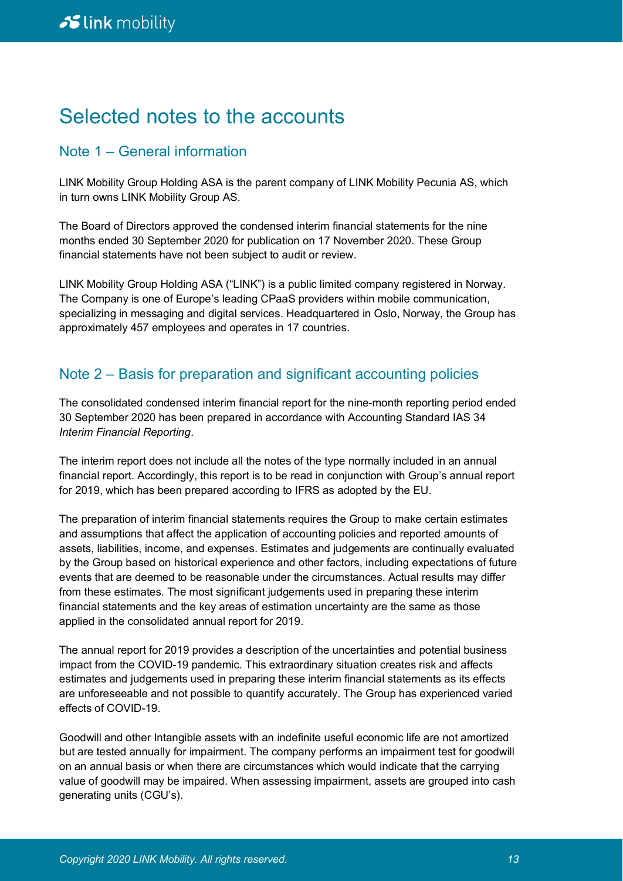# Selected notes to the accounts

## Note 1 – General information

LINK Mobility Group Holding ASA is the parent company of LINK Mobility Pecunia AS, which in turn owns LINK Mobility Group AS.

The Board of Directors approved the condensed interim financial statements for the nine months ended 30 September 2020 for publication on 17 November 2020. These Group financial statements have not been subject to audit or review.

LINK Mobility Group Holding ASA ("LINK") is a public limited company registered in Norway. The Company is one of Europe's leading CPaaS providers within mobile communication, specializing in messaging and digital services. Headquartered in Oslo, Norway, the Group has approximately 457 employees and operates in 17 countries.

## Note 2 – Basis for preparation and significant accounting policies

The consolidated condensed interim financial report for the nine-month reporting period ended 30 September 2020 has been prepared in accordance with Accounting Standard IAS 34 *Interim Financial Reporting*.

The interim report does not include all the notes of the type normally included in an annual financial report. Accordingly, this report is to be read in conjunction with Group's annual report for 2019, which has been prepared according to IFRS as adopted by the EU.

The preparation of interim financial statements requires the Group to make certain estimates and assumptions that affect the application of accounting policies and reported amounts of assets, liabilities, income, and expenses. Estimates and judgements are continually evaluated by the Group based on historical experience and other factors, including expectations of future events that are deemed to be reasonable under the circumstances. Actual results may differ from these estimates. The most significant judgements used in preparing these interim financial statements and the key areas of estimation uncertainty are the same as those applied in the consolidated annual report for 2019.

The annual report for 2019 provides a description of the uncertainties and potential business impact from the COVID-19 pandemic. This extraordinary situation creates risk and affects estimates and judgements used in preparing these interim financial statements as its effects are unforeseeable and not possible to quantify accurately. The Group has experienced varied effects of COVID-19.

Goodwill and other Intangible assets with an indefinite useful economic life are not amortized but are tested annually for impairment. The company performs an impairment test for goodwill on an annual basis or when there are circumstances which would indicate that the carrying value of goodwill may be impaired. When assessing impairment, assets are grouped into cash generating units (CGU's).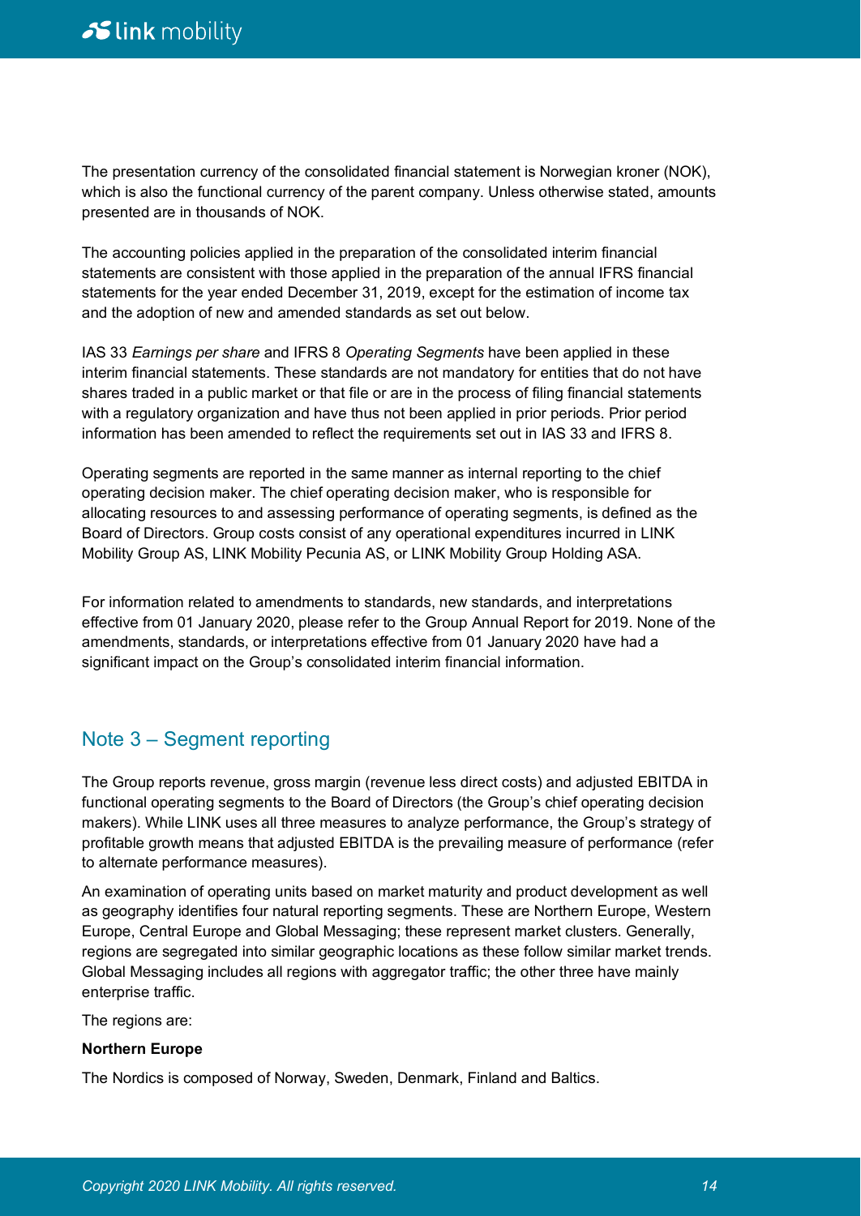The presentation currency of the consolidated financial statement is Norwegian kroner (NOK), which is also the functional currency of the parent company. Unless otherwise stated, amounts presented are in thousands of NOK.

The accounting policies applied in the preparation of the consolidated interim financial statements are consistent with those applied in the preparation of the annual IFRS financial statements for the year ended December 31, 2019, except for the estimation of income tax and the adoption of new and amended standards as set out below.

IAS 33 *Earnings per share* and IFRS 8 *Operating Segments* have been applied in these interim financial statements. These standards are not mandatory for entities that do not have shares traded in a public market or that file or are in the process of filing financial statements with a regulatory organization and have thus not been applied in prior periods. Prior period information has been amended to reflect the requirements set out in IAS 33 and IFRS 8.

Operating segments are reported in the same manner as internal reporting to the chief operating decision maker. The chief operating decision maker, who is responsible for allocating resources to and assessing performance of operating segments, is defined as the Board of Directors. Group costs consist of any operational expenditures incurred in LINK Mobility Group AS, LINK Mobility Pecunia AS, or LINK Mobility Group Holding ASA.

For information related to amendments to standards, new standards, and interpretations effective from 01 January 2020, please refer to the Group Annual Report for 2019. None of the amendments, standards, or interpretations effective from 01 January 2020 have had a significant impact on the Group's consolidated interim financial information.

## Note 3 – Segment reporting

The Group reports revenue, gross margin (revenue less direct costs) and adjusted EBITDA in functional operating segments to the Board of Directors (the Group's chief operating decision makers). While LINK uses all three measures to analyze performance, the Group's strategy of profitable growth means that adjusted EBITDA is the prevailing measure of performance (refer to alternate performance measures).

An examination of operating units based on market maturity and product development as well as geography identifies four natural reporting segments. These are Northern Europe, Western Europe, Central Europe and Global Messaging; these represent market clusters. Generally, regions are segregated into similar geographic locations as these follow similar market trends. Global Messaging includes all regions with aggregator traffic; the other three have mainly enterprise traffic.

The regions are:

**Northern Europe**

The Nordics is composed of Norway, Sweden, Denmark, Finland and Baltics.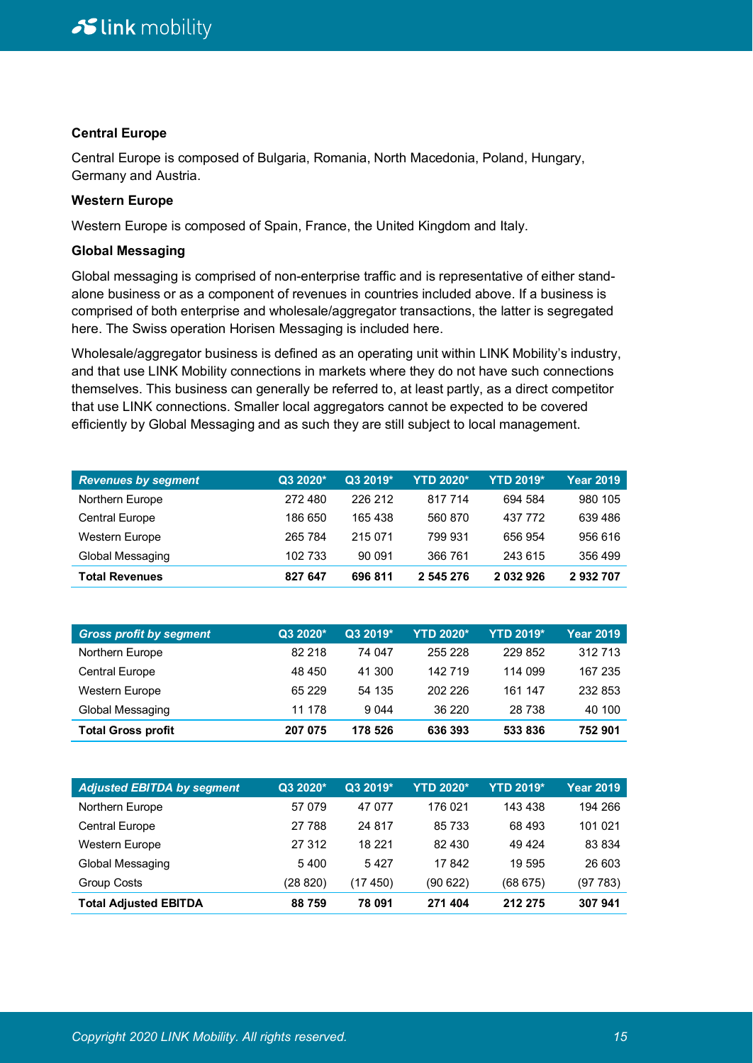### Central Europe

Central Europe is composed of Bulgaria, Romania, North Macedonia, Poland, Hungary, Germany and Austria.

### Western Europe

Western Europe is composed of Spain, France, the United Kingdom and Italy.

### Global Messaging

Global messaging is comprised of non-enterprise traffic and is representative of either stand-alone business or as a component of revenues in countries included above. If a business is comprised of both enterprise and wholesale/aggregator transactions, the latter is segregated here. The Swiss operation Horisen Messaging is included here.

Wholesale/aggregator business is defined as an operating unit within LINK Mobility's industry, and that use LINK Mobility connections in markets where they do not have such connections themselves. This business can generally be referred to, at least partly, as a direct competitor that use LINK connections. Smaller local aggregators cannot be expected to be covered efficiently by Global Messaging and as such they are still subject to local management.

| *Revenues by segment* | Q3 2020* | Q3 2019* | YTD 2020* | YTD 2019* | Year 2019 |
|---|---|---|---|---|---|
| Northern Europe | 272 480 | 226 212 | 817 714 | 694 584 | 980 105 |
| Central Europe | 186 650 | 165 438 | 560 870 | 437 772 | 639 486 |
| Western Europe | 265 784 | 215 071 | 799 931 | 656 954 | 956 616 |
| Global Messaging | 102 733 | 90 091 | 366 761 | 243 615 | 356 499 |
| **Total Revenues** | **827 647** | **696 811** | **2 545 276** | **2 032 926** | **2 932 707** |

| *Gross profit by segment* | Q3 2020* | Q3 2019* | YTD 2020* | YTD 2019* | Year 2019 |
|---|---|---|---|---|---|
| Northern Europe | 82 218 | 74 047 | 255 228 | 229 852 | 312 713 |
| Central Europe | 48 450 | 41 300 | 142 719 | 114 099 | 167 235 |
| Western Europe | 65 229 | 54 135 | 202 226 | 161 147 | 232 853 |
| Global Messaging | 11 178 | 9 044 | 36 220 | 28 738 | 40 100 |
| **Total Gross profit** | **207 075** | **178 526** | **636 393** | **533 836** | **752 901** |

| *Adjusted EBITDA by segment* | Q3 2020* | Q3 2019* | YTD 2020* | YTD 2019* | Year 2019 |
|---|---|---|---|---|---|
| Northern Europe | 57 079 | 47 077 | 176 021 | 143 438 | 194 266 |
| Central Europe | 27 788 | 24 817 | 85 733 | 68 493 | 101 021 |
| Western Europe | 27 312 | 18 221 | 82 430 | 49 424 | 83 834 |
| Global Messaging | 5 400 | 5 427 | 17 842 | 19 595 | 26 603 |
| Group Costs | (28 820) | (17 450) | (90 622) | (68 675) | (97 783) |
| **Total Adjusted EBITDA** | **88 759** | **78 091** | **271 404** | **212 275** | **307 941** |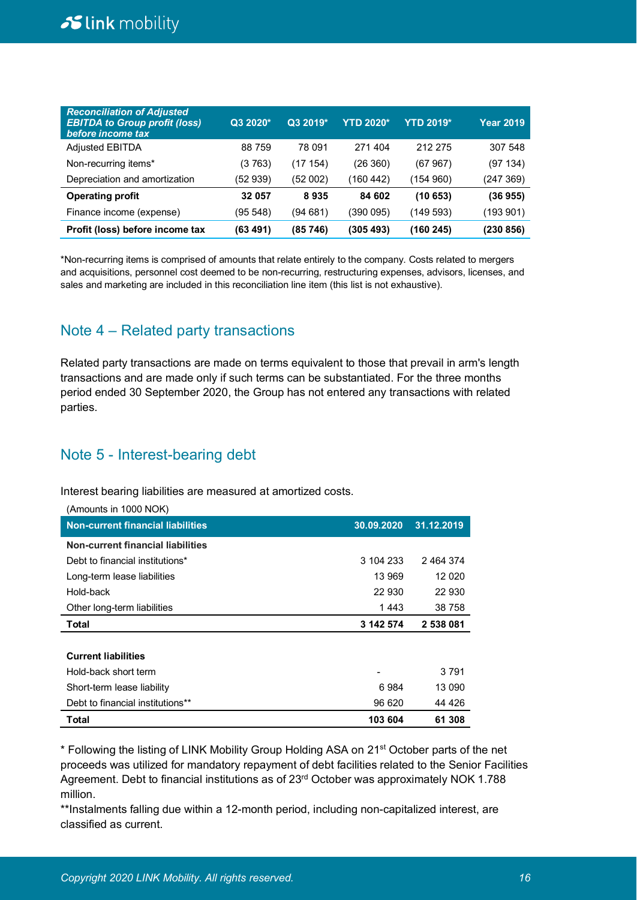| *Reconciliation of Adjusted EBITDA to Group profit (loss) before income tax* | Q3 2020* | Q3 2019* | YTD 2020* | YTD 2019* | Year 2019 |
|---|---|---|---|---|---|
| Adjusted EBITDA | 88 759 | 78 091 | 271 404 | 212 275 | 307 548 |
| Non-recurring items* | (3 763) | (17 154) | (26 360) | (67 967) | (97 134) |
| Depreciation and amortization | (52 939) | (52 002) | (160 442) | (154 960) | (247 369) |
| **Operating profit** | **32 057** | **8 935** | **84 602** | **(10 653)** | **(36 955)** |
| Finance income (expense) | (95 548) | (94 681) | (390 095) | (149 593) | (193 901) |
| **Profit (loss) before income tax** | **(63 491)** | **(85 746)** | **(305 493)** | **(160 245)** | **(230 856)** |

*Non-recurring items is comprised of amounts that relate entirely to the company. Costs related to mergers and acquisitions, personnel cost deemed to be non-recurring, restructuring expenses, advisors, licenses, and sales and marketing are included in this reconciliation line item (this list is not exhaustive).

## Note 4 – Related party transactions

Related party transactions are made on terms equivalent to those that prevail in arm's length transactions and are made only if such terms can be substantiated. For the three months period ended 30 September 2020, the Group has not entered any transactions with related parties.

## Note 5 - Interest-bearing debt

Interest bearing liabilities are measured at amortized costs.

(Amounts in 1000 NOK)

| Non-current financial liabilities | 30.09.2020 | 31.12.2019 |
|---|---|---|
| **Non-current financial liabilities** | | |
| Debt to financial institutions* | 3 104 233 | 2 464 374 |
| Long-term lease liabilities | 13 969 | 12 020 |
| Hold-back | 22 930 | 22 930 |
| Other long-term liabilities | 1 443 | 38 758 |
| **Total** | **3 142 574** | **2 538 081** |
| | | |
| **Current liabilities** | | |
| Hold-back short term | - | 3 791 |
| Short-term lease liability | 6 984 | 13 090 |
| Debt to financial institutions** | 96 620 | 44 426 |
| **Total** | **103 604** | **61 308** |

* Following the listing of LINK Mobility Group Holding ASA on 21st October parts of the net proceeds was utilized for mandatory repayment of debt facilities related to the Senior Facilities Agreement. Debt to financial institutions as of 23rd October was approximately NOK 1.788 million.

**Instalments falling due within a 12-month period, including non-capitalized interest, are classified as current.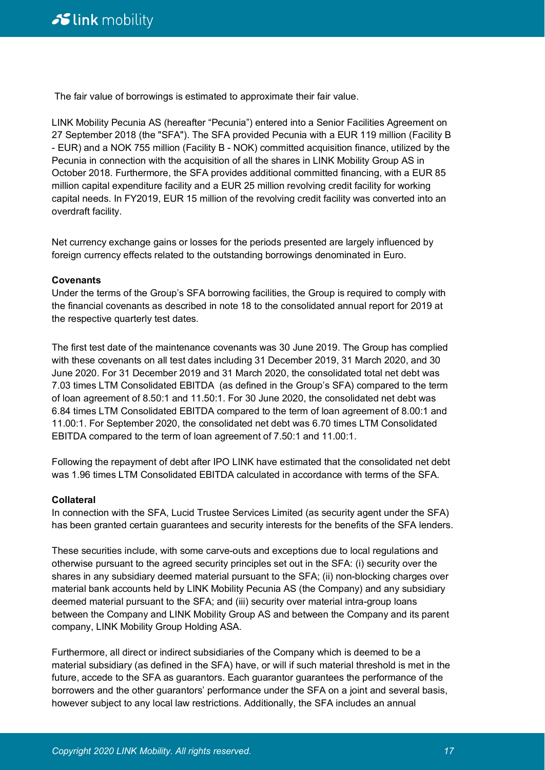The fair value of borrowings is estimated to approximate their fair value.

LINK Mobility Pecunia AS (hereafter “Pecunia”) entered into a Senior Facilities Agreement on 27 September 2018 (the "SFA"). The SFA provided Pecunia with a EUR 119 million (Facility B - EUR) and a NOK 755 million (Facility B - NOK) committed acquisition finance, utilized by the Pecunia in connection with the acquisition of all the shares in LINK Mobility Group AS in October 2018. Furthermore, the SFA provides additional committed financing, with a EUR 85 million capital expenditure facility and a EUR 25 million revolving credit facility for working capital needs. In FY2019, EUR 15 million of the revolving credit facility was converted into an overdraft facility.

Net currency exchange gains or losses for the periods presented are largely influenced by foreign currency effects related to the outstanding borrowings denominated in Euro.

**Covenants**

Under the terms of the Group’s SFA borrowing facilities, the Group is required to comply with the financial covenants as described in note 18 to the consolidated annual report for 2019 at the respective quarterly test dates.

The first test date of the maintenance covenants was 30 June 2019. The Group has complied with these covenants on all test dates including 31 December 2019, 31 March 2020, and 30 June 2020. For 31 December 2019 and 31 March 2020, the consolidated total net debt was 7.03 times LTM Consolidated EBITDA (as defined in the Group’s SFA) compared to the term of loan agreement of 8.50:1 and 11.50:1. For 30 June 2020, the consolidated net debt was 6.84 times LTM Consolidated EBITDA compared to the term of loan agreement of 8.00:1 and 11.00:1. For September 2020, the consolidated net debt was 6.70 times LTM Consolidated EBITDA compared to the term of loan agreement of 7.50:1 and 11.00:1.

Following the repayment of debt after IPO LINK have estimated that the consolidated net debt was 1.96 times LTM Consolidated EBITDA calculated in accordance with terms of the SFA.

**Collateral**

In connection with the SFA, Lucid Trustee Services Limited (as security agent under the SFA) has been granted certain guarantees and security interests for the benefits of the SFA lenders.

These securities include, with some carve-outs and exceptions due to local regulations and otherwise pursuant to the agreed security principles set out in the SFA: (i) security over the shares in any subsidiary deemed material pursuant to the SFA; (ii) non-blocking charges over material bank accounts held by LINK Mobility Pecunia AS (the Company) and any subsidiary deemed material pursuant to the SFA; and (iii) security over material intra-group loans between the Company and LINK Mobility Group AS and between the Company and its parent company, LINK Mobility Group Holding ASA.

Furthermore, all direct or indirect subsidiaries of the Company which is deemed to be a material subsidiary (as defined in the SFA) have, or will if such material threshold is met in the future, accede to the SFA as guarantors. Each guarantor guarantees the performance of the borrowers and the other guarantors’ performance under the SFA on a joint and several basis, however subject to any local law restrictions. Additionally, the SFA includes an annual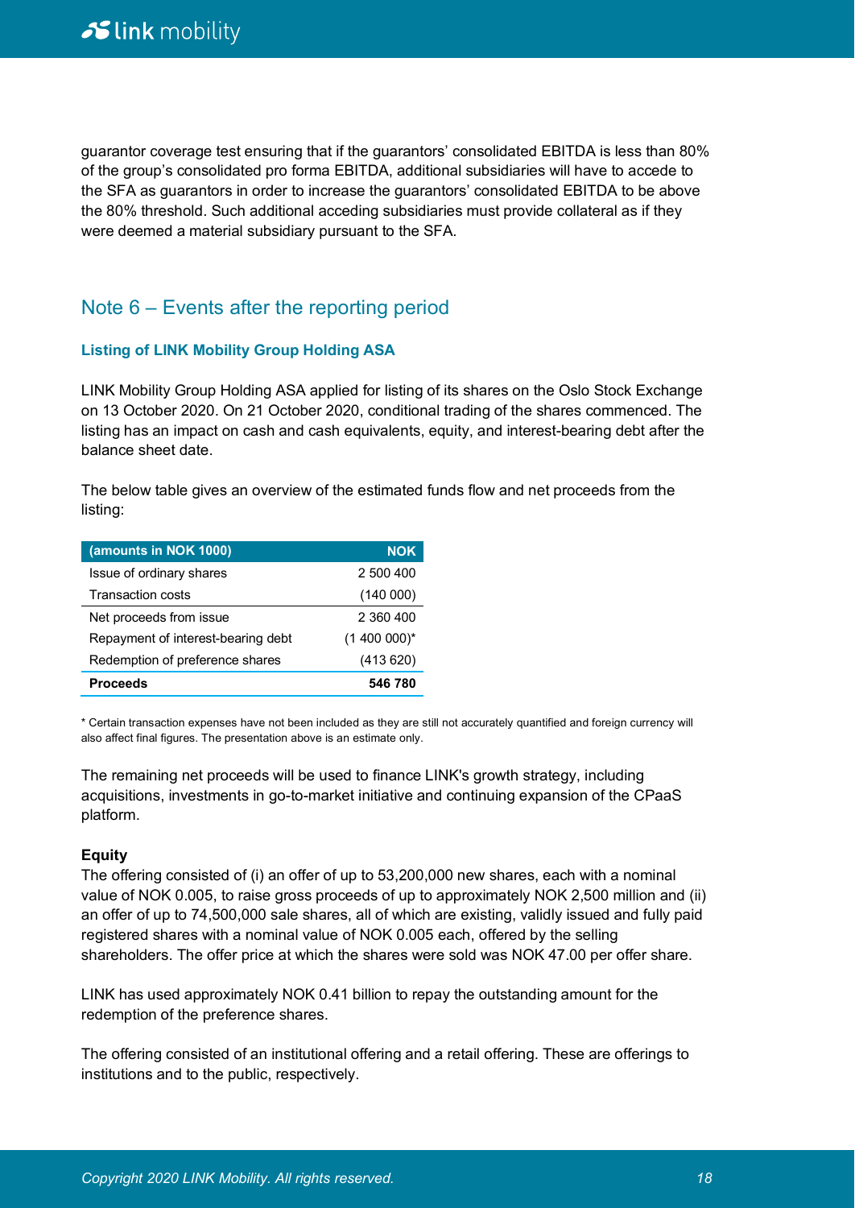guarantor coverage test ensuring that if the guarantors' consolidated EBITDA is less than 80% of the group's consolidated pro forma EBITDA, additional subsidiaries will have to accede to the SFA as guarantors in order to increase the guarantors' consolidated EBITDA to be above the 80% threshold. Such additional acceding subsidiaries must provide collateral as if they were deemed a material subsidiary pursuant to the SFA.

## Note 6 – Events after the reporting period

### Listing of LINK Mobility Group Holding ASA

LINK Mobility Group Holding ASA applied for listing of its shares on the Oslo Stock Exchange on 13 October 2020. On 21 October 2020, conditional trading of the shares commenced. The listing has an impact on cash and cash equivalents, equity, and interest-bearing debt after the balance sheet date.

The below table gives an overview of the estimated funds flow and net proceeds from the listing:

| (amounts in NOK 1000) | NOK |
|---|---|
| Issue of ordinary shares | 2 500 400 |
| Transaction costs | (140 000) |
| Net proceeds from issue | 2 360 400 |
| Repayment of interest-bearing debt | (1 400 000)* |
| Redemption of preference shares | (413 620) |
| **Proceeds** | **546 780** |

\* Certain transaction expenses have not been included as they are still not accurately quantified and foreign currency will also affect final figures. The presentation above is an estimate only.

The remaining net proceeds will be used to finance LINK's growth strategy, including acquisitions, investments in go-to-market initiative and continuing expansion of the CPaaS platform.

**Equity**

The offering consisted of (i) an offer of up to 53,200,000 new shares, each with a nominal value of NOK 0.005, to raise gross proceeds of up to approximately NOK 2,500 million and (ii) an offer of up to 74,500,000 sale shares, all of which are existing, validly issued and fully paid registered shares with a nominal value of NOK 0.005 each, offered by the selling shareholders. The offer price at which the shares were sold was NOK 47.00 per offer share.

LINK has used approximately NOK 0.41 billion to repay the outstanding amount for the redemption of the preference shares.

The offering consisted of an institutional offering and a retail offering. These are offerings to institutions and to the public, respectively.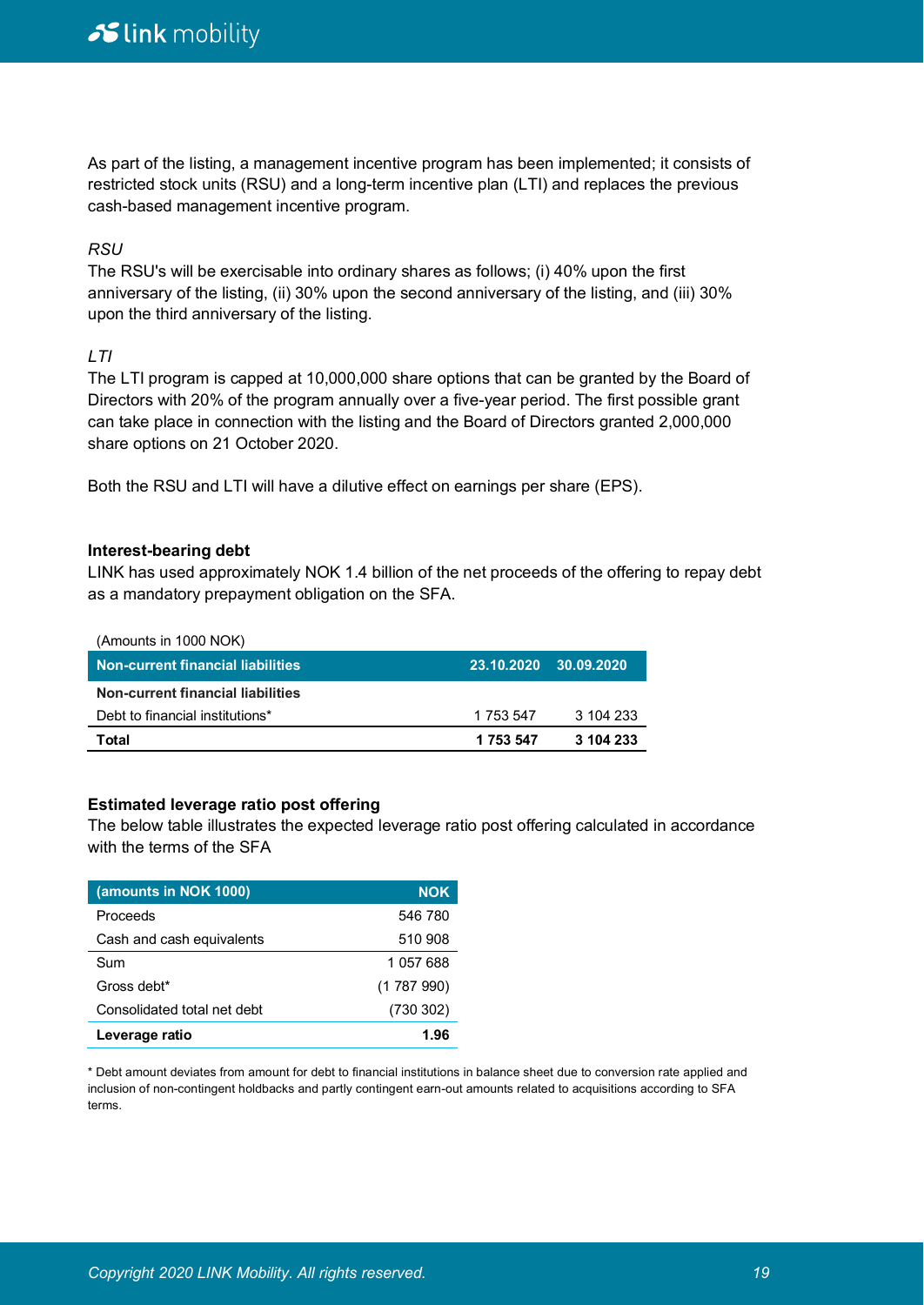As part of the listing, a management incentive program has been implemented; it consists of restricted stock units (RSU) and a long-term incentive plan (LTI) and replaces the previous cash-based management incentive program.

*RSU*

The RSU's will be exercisable into ordinary shares as follows; (i) 40% upon the first anniversary of the listing, (ii) 30% upon the second anniversary of the listing, and (iii) 30% upon the third anniversary of the listing.

*LTI*

The LTI program is capped at 10,000,000 share options that can be granted by the Board of Directors with 20% of the program annually over a five-year period. The first possible grant can take place in connection with the listing and the Board of Directors granted 2,000,000 share options on 21 October 2020.

Both the RSU and LTI will have a dilutive effect on earnings per share (EPS).

**Interest-bearing debt**

LINK has used approximately NOK 1.4 billion of the net proceeds of the offering to repay debt as a mandatory prepayment obligation on the SFA.

(Amounts in 1000 NOK)

| Non-current financial liabilities | 23.10.2020 | 30.09.2020 |
|---|---|---|
| **Non-current financial liabilities** | | |
| Debt to financial institutions* | 1 753 547 | 3 104 233 |
| **Total** | **1 753 547** | **3 104 233** |

**Estimated leverage ratio post offering**

The below table illustrates the expected leverage ratio post offering calculated in accordance with the terms of the SFA

| (amounts in NOK 1000) | NOK |
|---|---|
| Proceeds | 546 780 |
| Cash and cash equivalents | 510 908 |
| Sum | 1 057 688 |
| Gross debt* | (1 787 990) |
| Consolidated total net debt | (730 302) |
| **Leverage ratio** | **1.96** |

* Debt amount deviates from amount for debt to financial institutions in balance sheet due to conversion rate applied and inclusion of non-contingent holdbacks and partly contingent earn-out amounts related to acquisitions according to SFA terms.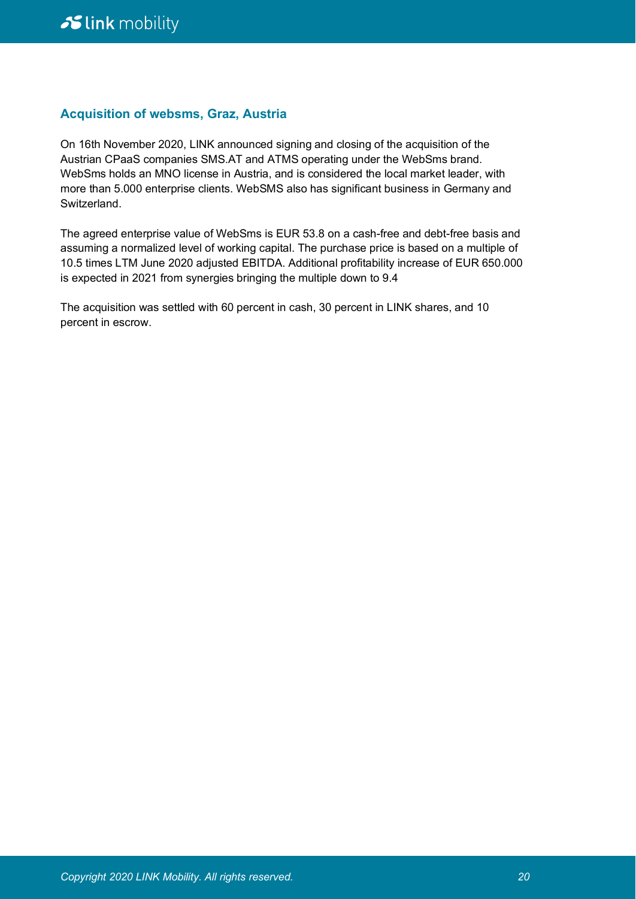## Acquisition of websms, Graz, Austria

On 16th November 2020, LINK announced signing and closing of the acquisition of the Austrian CPaaS companies SMS.AT and ATMS operating under the WebSms brand. WebSms holds an MNO license in Austria, and is considered the local market leader, with more than 5.000 enterprise clients. WebSMS also has significant business in Germany and Switzerland.

The agreed enterprise value of WebSms is EUR 53.8 on a cash-free and debt-free basis and assuming a normalized level of working capital. The purchase price is based on a multiple of 10.5 times LTM June 2020 adjusted EBITDA. Additional profitability increase of EUR 650.000 is expected in 2021 from synergies bringing the multiple down to 9.4

The acquisition was settled with 60 percent in cash, 30 percent in LINK shares, and 10 percent in escrow.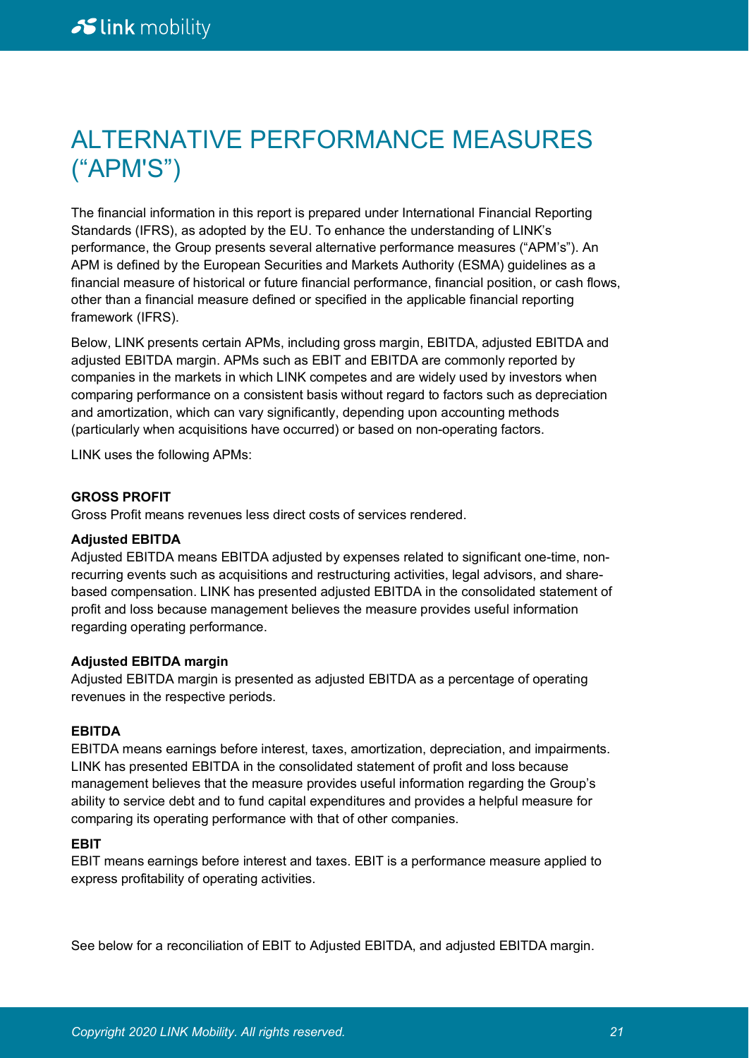# ALTERNATIVE PERFORMANCE MEASURES ("APM'S")

The financial information in this report is prepared under International Financial Reporting Standards (IFRS), as adopted by the EU. To enhance the understanding of LINK's performance, the Group presents several alternative performance measures ("APM's"). An APM is defined by the European Securities and Markets Authority (ESMA) guidelines as a financial measure of historical or future financial performance, financial position, or cash flows, other than a financial measure defined or specified in the applicable financial reporting framework (IFRS).

Below, LINK presents certain APMs, including gross margin, EBITDA, adjusted EBITDA and adjusted EBITDA margin. APMs such as EBIT and EBITDA are commonly reported by companies in the markets in which LINK competes and are widely used by investors when comparing performance on a consistent basis without regard to factors such as depreciation and amortization, which can vary significantly, depending upon accounting methods (particularly when acquisitions have occurred) or based on non-operating factors.

LINK uses the following APMs:

**GROSS PROFIT**
Gross Profit means revenues less direct costs of services rendered.

**Adjusted EBITDA**
Adjusted EBITDA means EBITDA adjusted by expenses related to significant one-time, non-recurring events such as acquisitions and restructuring activities, legal advisors, and share-based compensation. LINK has presented adjusted EBITDA in the consolidated statement of profit and loss because management believes the measure provides useful information regarding operating performance.

**Adjusted EBITDA margin**
Adjusted EBITDA margin is presented as adjusted EBITDA as a percentage of operating revenues in the respective periods.

**EBITDA**
EBITDA means earnings before interest, taxes, amortization, depreciation, and impairments. LINK has presented EBITDA in the consolidated statement of profit and loss because management believes that the measure provides useful information regarding the Group's ability to service debt and to fund capital expenditures and provides a helpful measure for comparing its operating performance with that of other companies.

**EBIT**
EBIT means earnings before interest and taxes. EBIT is a performance measure applied to express profitability of operating activities.

See below for a reconciliation of EBIT to Adjusted EBITDA, and adjusted EBITDA margin.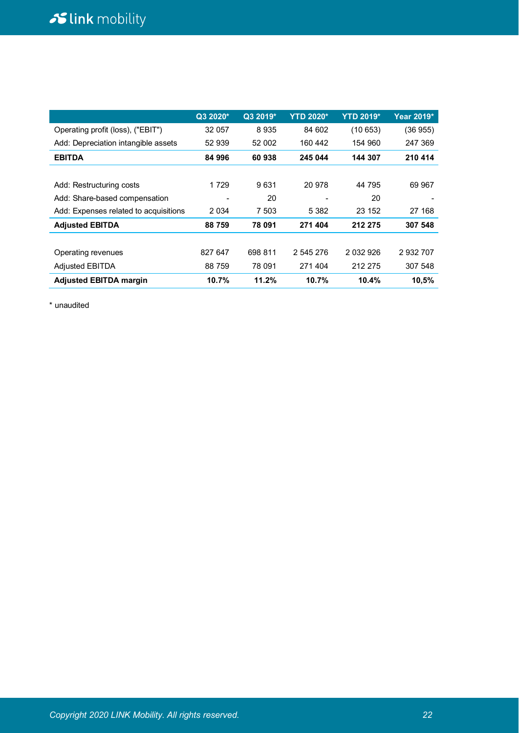| | Q3 2020* | Q3 2019* | YTD 2020* | YTD 2019* | Year 2019* |
|---|---|---|---|---|---|
| Operating profit (loss), ("EBIT") | 32 057 | 8 935 | 84 602 | (10 653) | (36 955) |
| Add: Depreciation intangible assets | 52 939 | 52 002 | 160 442 | 154 960 | 247 369 |
| **EBITDA** | **84 996** | **60 938** | **245 044** | **144 307** | **210 414** |
| | | | | | |
| Add: Restructuring costs | 1 729 | 9 631 | 20 978 | 44 795 | 69 967 |
| Add: Share-based compensation | - | 20 | - | 20 | - |
| Add: Expenses related to acquisitions | 2 034 | 7 503 | 5 382 | 23 152 | 27 168 |
| **Adjusted EBITDA** | **88 759** | **78 091** | **271 404** | **212 275** | **307 548** |
| | | | | | |
| Operating revenues | 827 647 | 698 811 | 2 545 276 | 2 032 926 | 2 932 707 |
| Adjusted EBITDA | 88 759 | 78 091 | 271 404 | 212 275 | 307 548 |
| **Adjusted EBITDA margin** | **10.7%** | **11.2%** | **10.7%** | **10.4%** | **10,5%** |

* unaudited